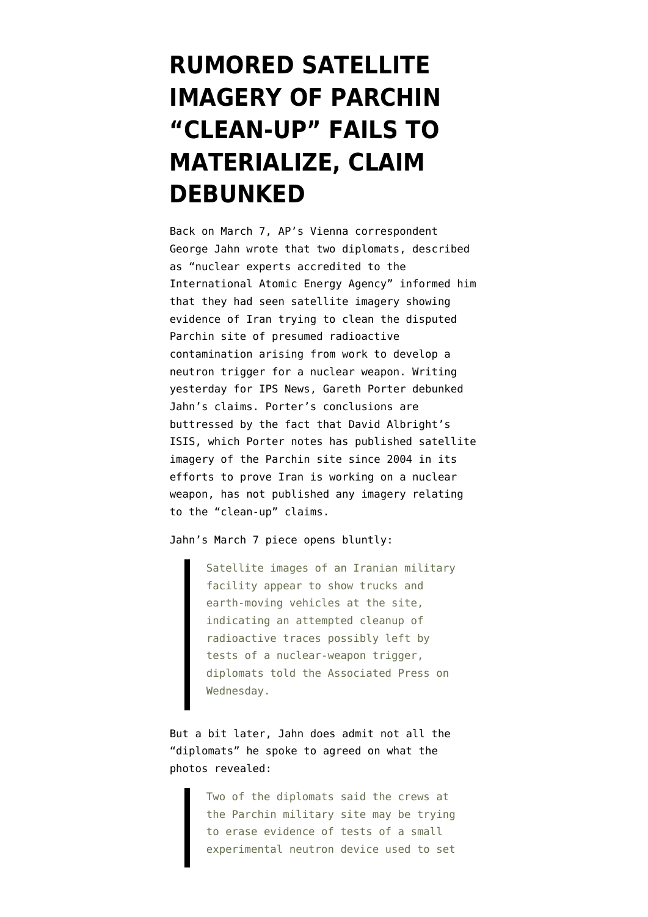# RUMORED SATELLITE IMAGERY OF PARCHIN "CLEAN-UP" FAILS TO MATERIALIZE, CLAIM DEBUNKED

Back on March 7, AP's Vienna correspondent George Jahn wrote that two diplomats, described as "nuclear experts accredited to the International Atomic Energy Agency" informed him that they had seen satellite imagery showing evidence of Iran trying to clean the disputed Parchin site of presumed radioactive contamination arising from work to develop a neutron trigger for a nuclear weapon. Writing yesterday for IPS News, Gareth Porter debunked Jahn's claims. Porter's conclusions are buttressed by the fact that David Albright's ISIS, which Porter notes has published satellite imagery of the Parchin site since 2004 in its efforts to prove Iran is working on a nuclear weapon, has not published any imagery relating to the "clean-up" claims.

Jahn's March 7 piece opens bluntly:

> Satellite images of an Iranian military facility appear to show trucks and earth-moving vehicles at the site, indicating an attempted cleanup of radioactive traces possibly left by tests of a nuclear-weapon trigger, diplomats told the Associated Press on Wednesday.

But a bit later, Jahn does admit not all the "diplomats" he spoke to agreed on what the photos revealed:

> Two of the diplomats said the crews at the Parchin military site may be trying to erase evidence of tests of a small experimental neutron device used to set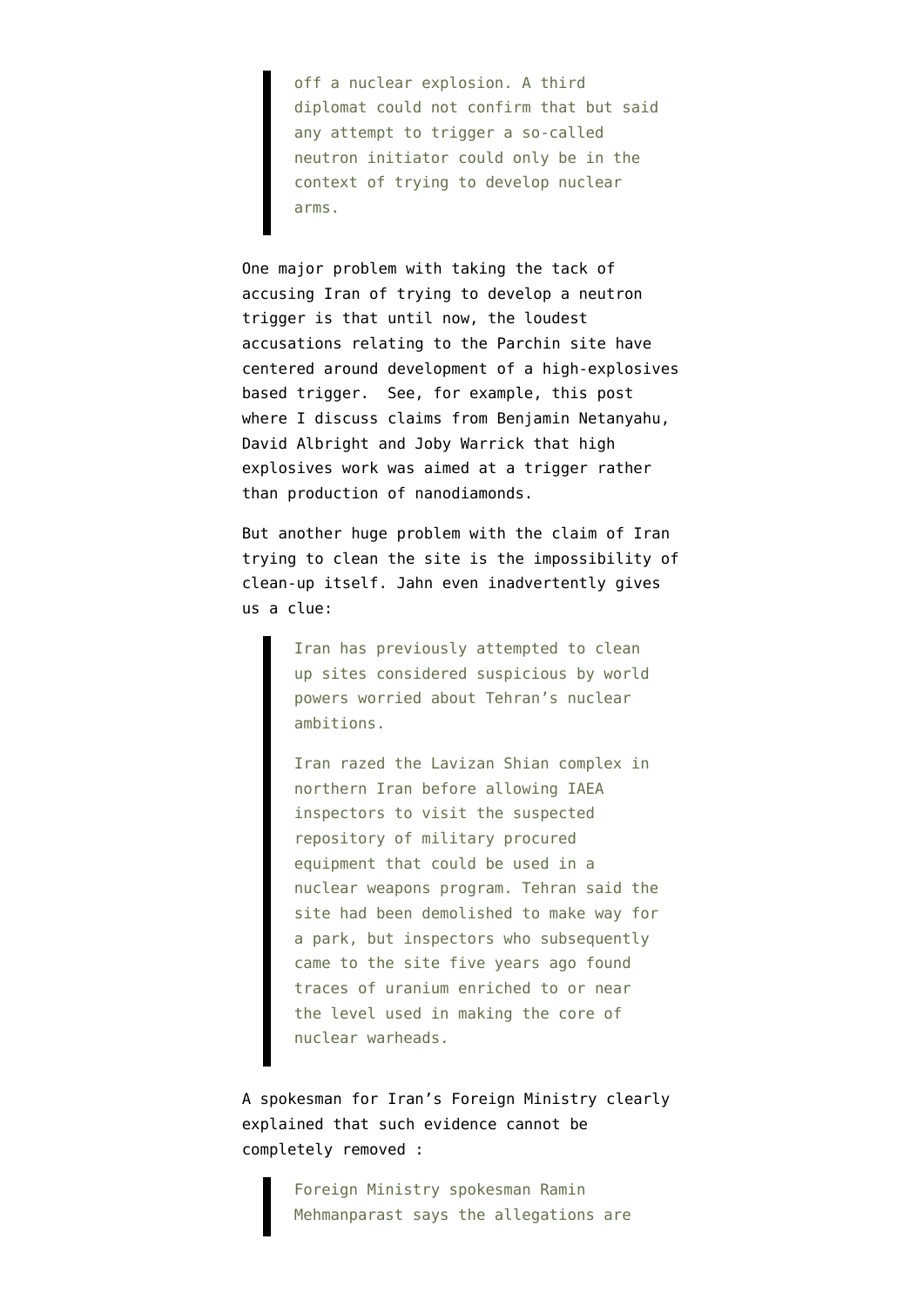> off a nuclear explosion. A third diplomat could not confirm that but said any attempt to trigger a so-called neutron initiator could only be in the context of trying to develop nuclear arms.

One major problem with taking the tack of accusing Iran of trying to develop a neutron trigger is that until now, the loudest accusations relating to the Parchin site have centered around development of a high-explosives based trigger. See, for example, this post where I discuss claims from Benjamin Netanyahu, David Albright and Joby Warrick that high explosives work was aimed at a trigger rather than production of nanodiamonds.

But another huge problem with the claim of Iran trying to clean the site is the impossibility of clean-up itself. Jahn even inadvertently gives us a clue:

> Iran has previously attempted to clean up sites considered suspicious by world powers worried about Tehran's nuclear ambitions.
>
> Iran razed the Lavizan Shian complex in northern Iran before allowing IAEA inspectors to visit the suspected repository of military procured equipment that could be used in a nuclear weapons program. Tehran said the site had been demolished to make way for a park, but inspectors who subsequently came to the site five years ago found traces of uranium enriched to or near the level used in making the core of nuclear warheads.

A spokesman for Iran's Foreign Ministry clearly explained that such evidence cannot be completely removed :

> Foreign Ministry spokesman Ramin Mehmanparast says the allegations are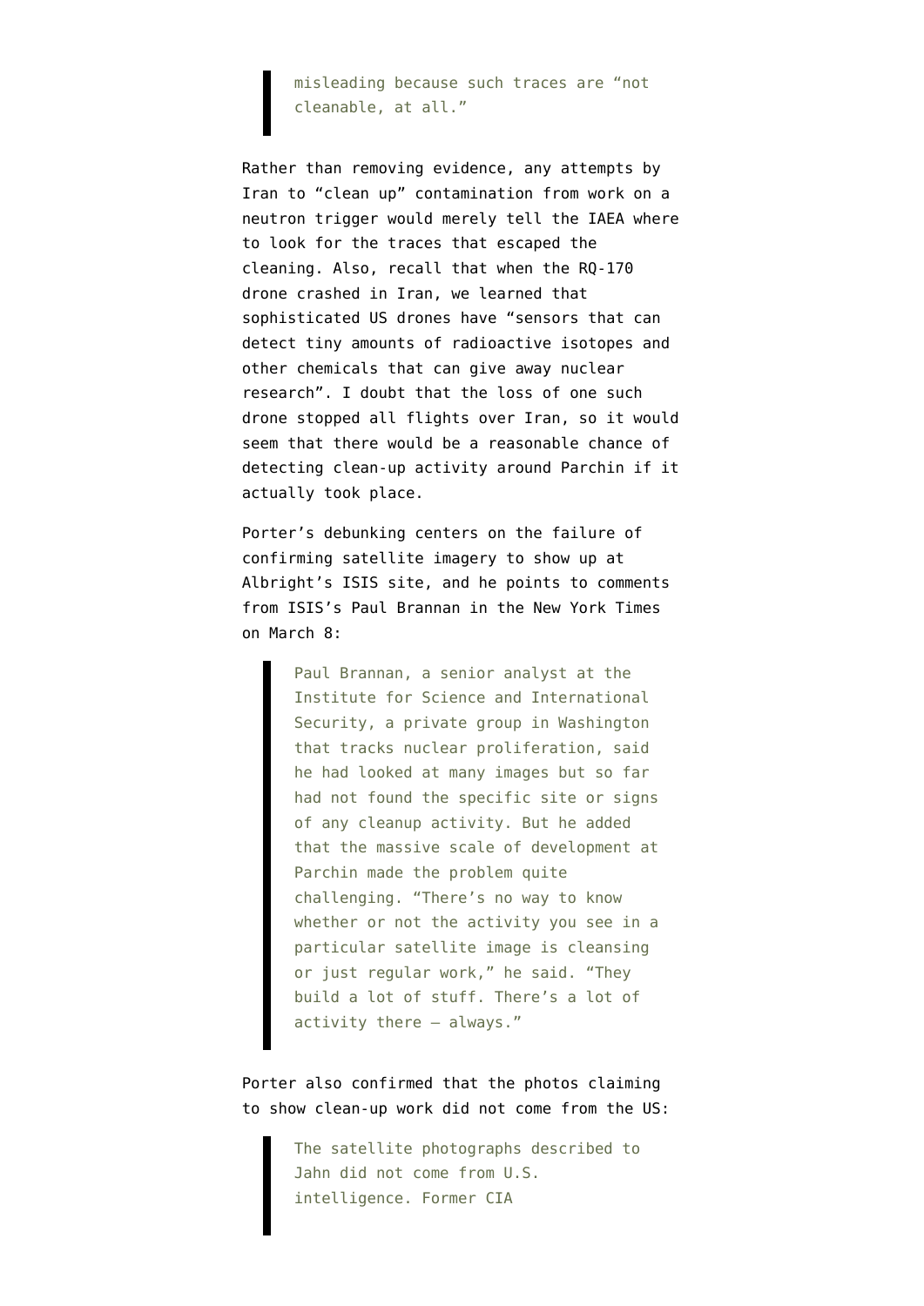> misleading because such traces are "not cleanable, at all."

Rather than removing evidence, any attempts by Iran to "clean up" contamination from work on a neutron trigger would merely tell the IAEA where to look for the traces that escaped the cleaning. Also, recall that when the RQ-170 drone crashed in Iran, we learned that sophisticated US drones have "sensors that can detect tiny amounts of radioactive isotopes and other chemicals that can give away nuclear research". I doubt that the loss of one such drone stopped all flights over Iran, so it would seem that there would be a reasonable chance of detecting clean-up activity around Parchin if it actually took place.

Porter's debunking centers on the failure of confirming satellite imagery to show up at Albright's ISIS site, and he points to comments from ISIS's Paul Brannan in the New York Times on March 8:

> Paul Brannan, a senior analyst at the Institute for Science and International Security, a private group in Washington that tracks nuclear proliferation, said he had looked at many images but so far had not found the specific site or signs of any cleanup activity. But he added that the massive scale of development at Parchin made the problem quite challenging. "There's no way to know whether or not the activity you see in a particular satellite image is cleansing or just regular work," he said. "They build a lot of stuff. There's a lot of activity there — always."

Porter also confirmed that the photos claiming to show clean-up work did not come from the US:

> The satellite photographs described to Jahn did not come from U.S. intelligence. Former CIA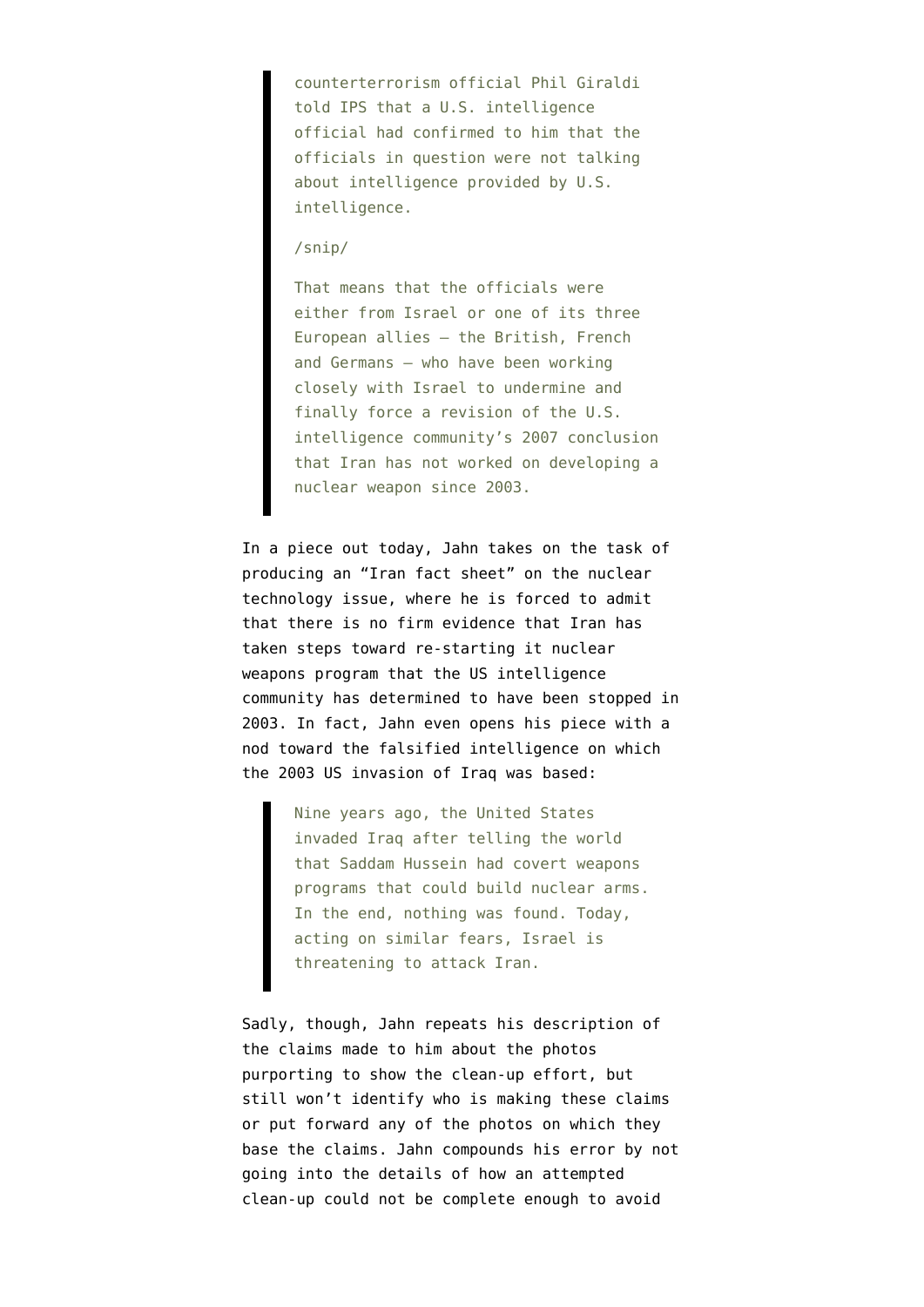> counterterrorism official Phil Giraldi told IPS that a U.S. intelligence official had confirmed to him that the officials in question were not talking about intelligence provided by U.S. intelligence.
>
> /snip/
>
> That means that the officials were either from Israel or one of its three European allies – the British, French and Germans – who have been working closely with Israel to undermine and finally force a revision of the U.S. intelligence community's 2007 conclusion that Iran has not worked on developing a nuclear weapon since 2003.

In a piece out today, Jahn takes on the task of producing an "Iran fact sheet" on the nuclear technology issue, where he is forced to admit that there is no firm evidence that Iran has taken steps toward re-starting it nuclear weapons program that the US intelligence community has determined to have been stopped in 2003. In fact, Jahn even opens his piece with a nod toward the falsified intelligence on which the 2003 US invasion of Iraq was based:

> Nine years ago, the United States invaded Iraq after telling the world that Saddam Hussein had covert weapons programs that could build nuclear arms. In the end, nothing was found. Today, acting on similar fears, Israel is threatening to attack Iran.

Sadly, though, Jahn repeats his description of the claims made to him about the photos purporting to show the clean-up effort, but still won't identify who is making these claims or put forward any of the photos on which they base the claims. Jahn compounds his error by not going into the details of how an attempted clean-up could not be complete enough to avoid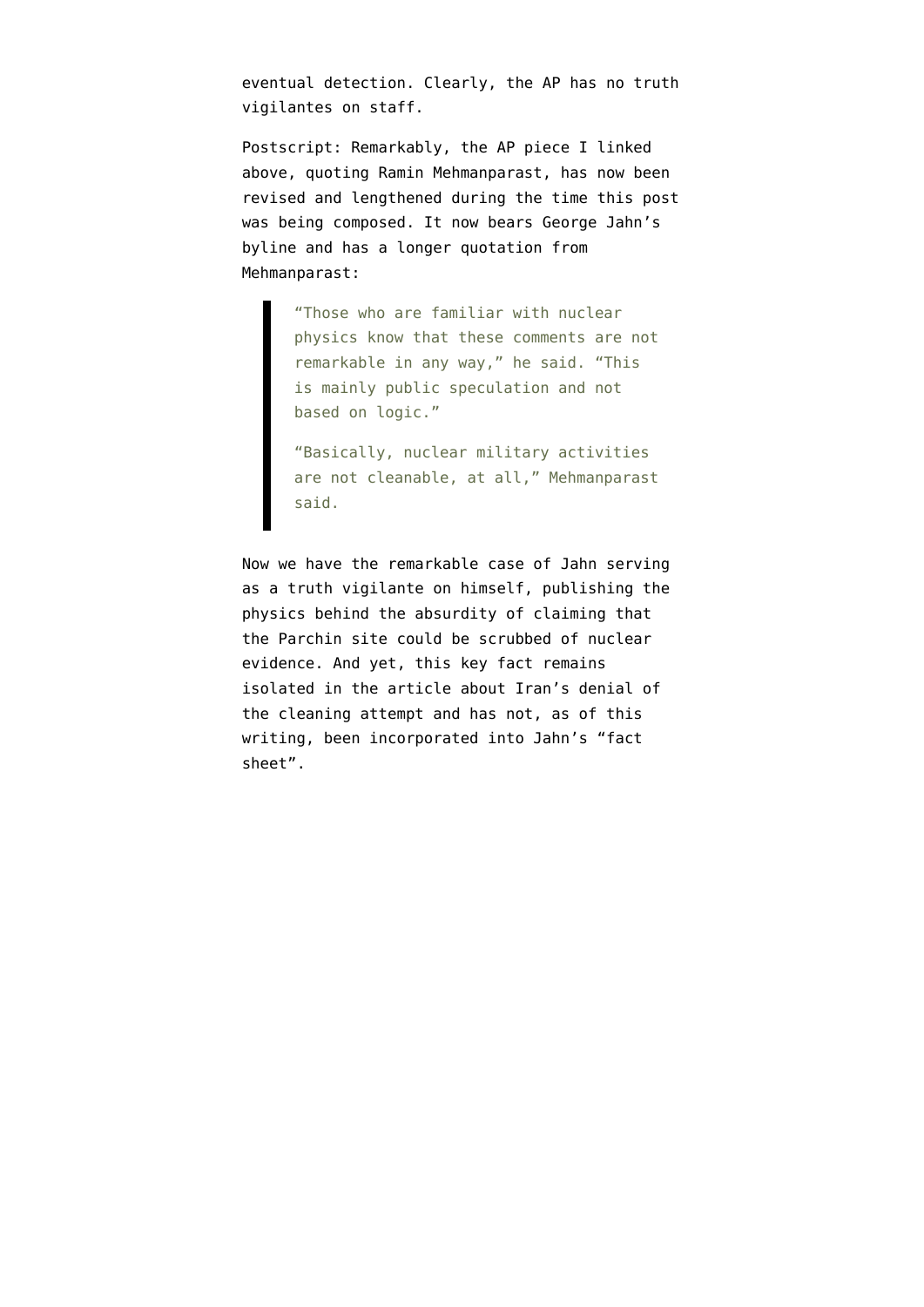eventual detection. Clearly, the AP has no truth vigilantes on staff.

Postscript: Remarkably, the AP piece I linked above, quoting Ramin Mehmanparast, has now been revised and lengthened during the time this post was being composed. It now bears George Jahn's byline and has a longer quotation from Mehmanparast:

> "Those who are familiar with nuclear physics know that these comments are not remarkable in any way," he said. "This is mainly public speculation and not based on logic."
>
> "Basically, nuclear military activities are not cleanable, at all," Mehmanparast said.

Now we have the remarkable case of Jahn serving as a truth vigilante on himself, publishing the physics behind the absurdity of claiming that the Parchin site could be scrubbed of nuclear evidence. And yet, this key fact remains isolated in the article about Iran's denial of the cleaning attempt and has not, as of this writing, been incorporated into Jahn's "fact sheet".